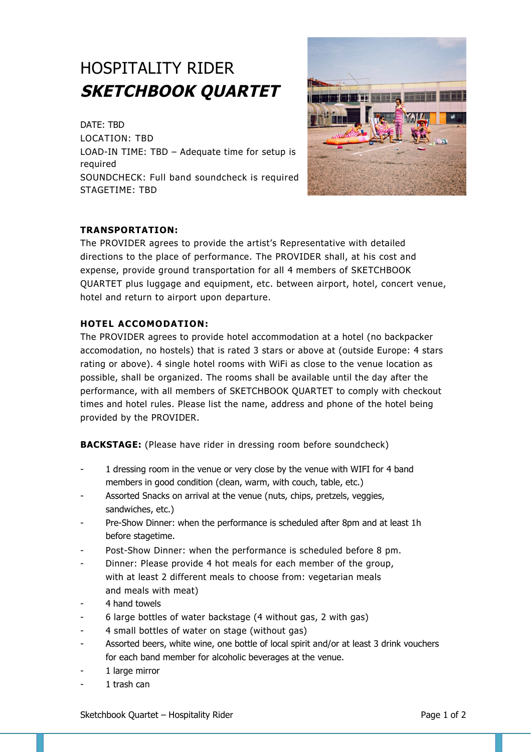# HOSPITALITY RIDER

## *SKETCHBOOK QUARTET*

DATE: TBD
LOCATION: TBD
LOAD-IN TIME: TBD – Adequate time for setup is required
SOUNDCHECK: Full band soundcheck is required
STAGETIME: TBD

**TRANSPORTATION:**

The PROVIDER agrees to provide the artist's Representative with detailed directions to the place of performance. The PROVIDER shall, at his cost and expense, provide ground transportation for all 4 members of SKETCHBOOK QUARTET plus luggage and equipment, etc. between airport, hotel, concert venue, hotel and return to airport upon departure.

**HOTEL ACCOMODATION:**

The PROVIDER agrees to provide hotel accommodation at a hotel (no backpacker accomodation, no hostels) that is rated 3 stars or above at (outside Europe: 4 stars rating or above). 4 single hotel rooms with WiFi as close to the venue location as possible, shall be organized. The rooms shall be available until the day after the performance, with all members of SKETCHBOOK QUARTET to comply with checkout times and hotel rules. Please list the name, address and phone of the hotel being provided by the PROVIDER.

**BACKSTAGE:** (Please have rider in dressing room before soundcheck)

- 1 dressing room in the venue or very close by the venue with WIFI for 4 band members in good condition (clean, warm, with couch, table, etc.)
- Assorted Snacks on arrival at the venue (nuts, chips, pretzels, veggies, sandwiches, etc.)
- Pre-Show Dinner: when the performance is scheduled after 8pm and at least 1h before stagetime.
- Post-Show Dinner: when the performance is scheduled before 8 pm.
- Dinner: Please provide 4 hot meals for each member of the group, with at least 2 different meals to choose from: vegetarian meals and meals with meat)
- 4 hand towels
- 6 large bottles of water backstage (4 without gas, 2 with gas)
- 4 small bottles of water on stage (without gas)
- Assorted beers, white wine, one bottle of local spirit and/or at least 3 drink vouchers for each band member for alcoholic beverages at the venue.
- 1 large mirror
- 1 trash can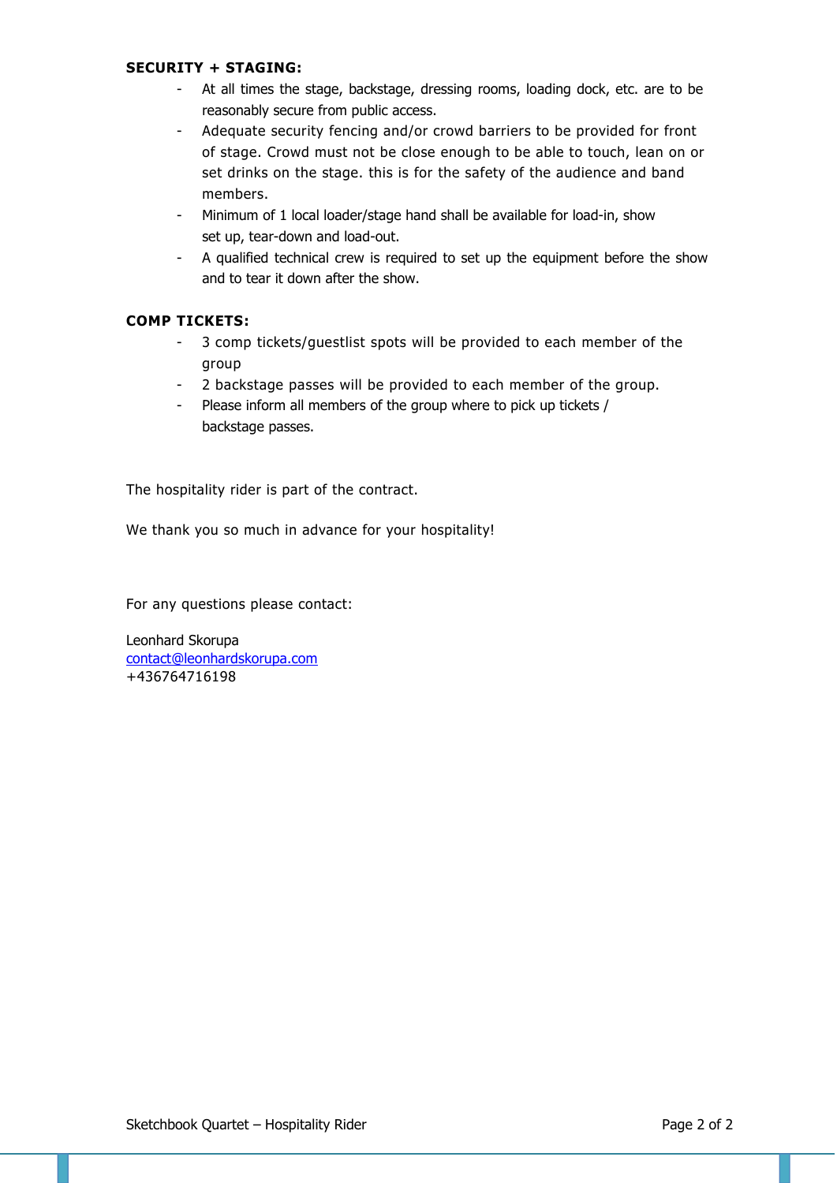**SECURITY + STAGING:**

- At all times the stage, backstage, dressing rooms, loading dock, etc. are to be reasonably secure from public access.
- Adequate security fencing and/or crowd barriers to be provided for front of stage. Crowd must not be close enough to be able to touch, lean on or set drinks on the stage. this is for the safety of the audience and band members.
- Minimum of 1 local loader/stage hand shall be available for load-in, show set up, tear-down and load-out.
- A qualified technical crew is required to set up the equipment before the show and to tear it down after the show.

**COMP TICKETS:**

- 3 comp tickets/guestlist spots will be provided to each member of the group
- 2 backstage passes will be provided to each member of the group.
- Please inform all members of the group where to pick up tickets / backstage passes.

The hospitality rider is part of the contract.

We thank you so much in advance for your hospitality!

For any questions please contact:

Leonhard Skorupa
contact@leonhardskorupa.com
+436764716198